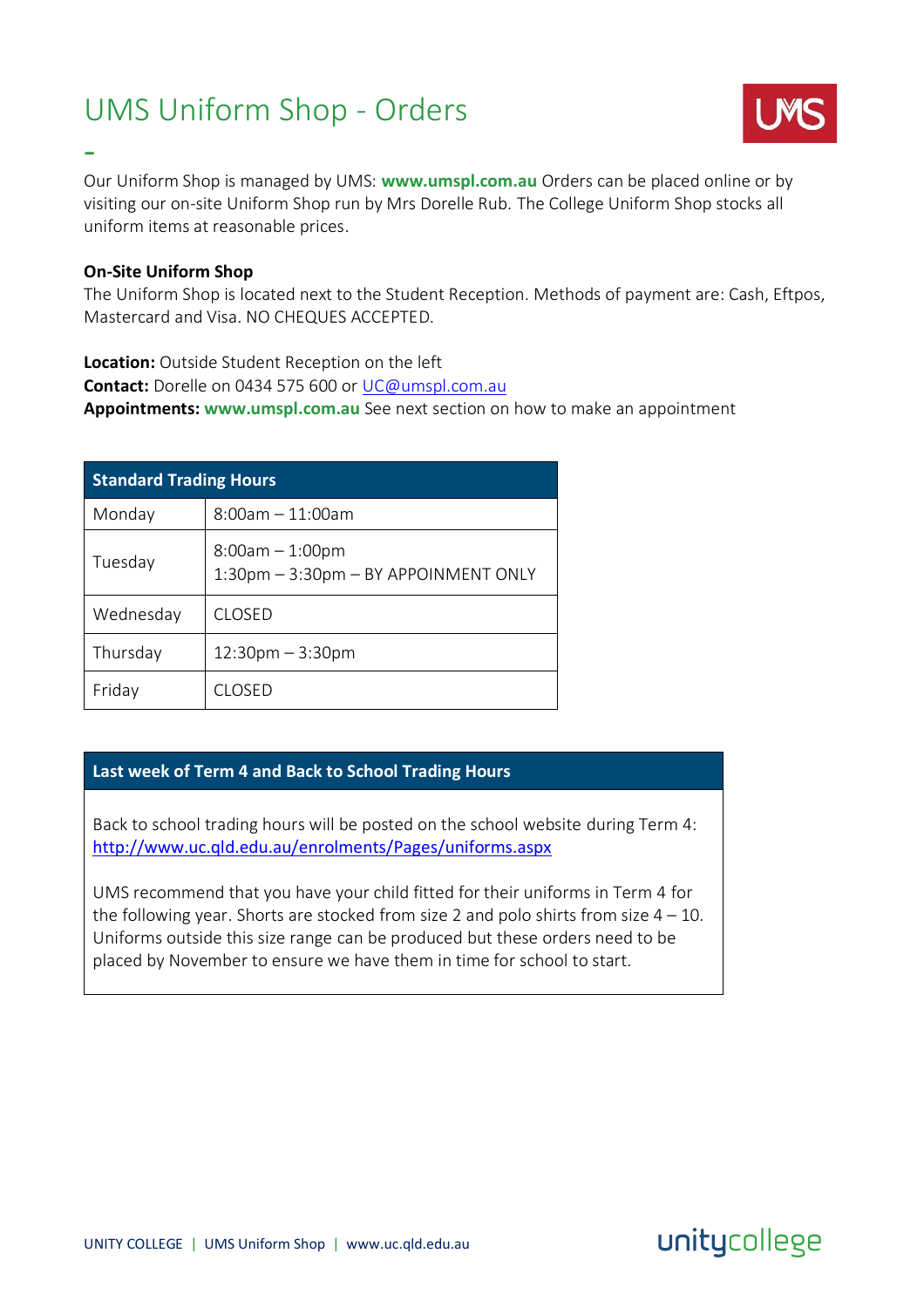# UMS Uniform Shop - Orders

Our Uniform Shop is managed by UMS: **www.umspl.com.au** Orders can be placed online or by visiting our on-site Uniform Shop run by Mrs Dorelle Rub. The College Uniform Shop stocks all uniform items at reasonable prices.

**On-Site Uniform Shop**

The Uniform Shop is located next to the Student Reception. Methods of payment are: Cash, Eftpos, Mastercard and Visa. NO CHEQUES ACCEPTED.

**Location:** Outside Student Reception on the left
**Contact:** Dorelle on 0434 575 600 or UC@umspl.com.au
**Appointments:** **www.umspl.com.au** See next section on how to make an appointment

| **Standard Trading Hours** | |
|---|---|
| Monday | 8:00am – 11:00am |
| Tuesday | 8:00am – 1:00pm<br>1:30pm – 3:30pm – BY APPOINMENT ONLY |
| Wednesday | CLOSED |
| Thursday | 12:30pm – 3:30pm |
| Friday | CLOSED |

**Last week of Term 4 and Back to School Trading Hours**

Back to school trading hours will be posted on the school website during Term 4: http://www.uc.qld.edu.au/enrolments/Pages/uniforms.aspx

UMS recommend that you have your child fitted for their uniforms in Term 4 for the following year. Shorts are stocked from size 2 and polo shirts from size 4 – 10. Uniforms outside this size range can be produced but these orders need to be placed by November to ensure we have them in time for school to start.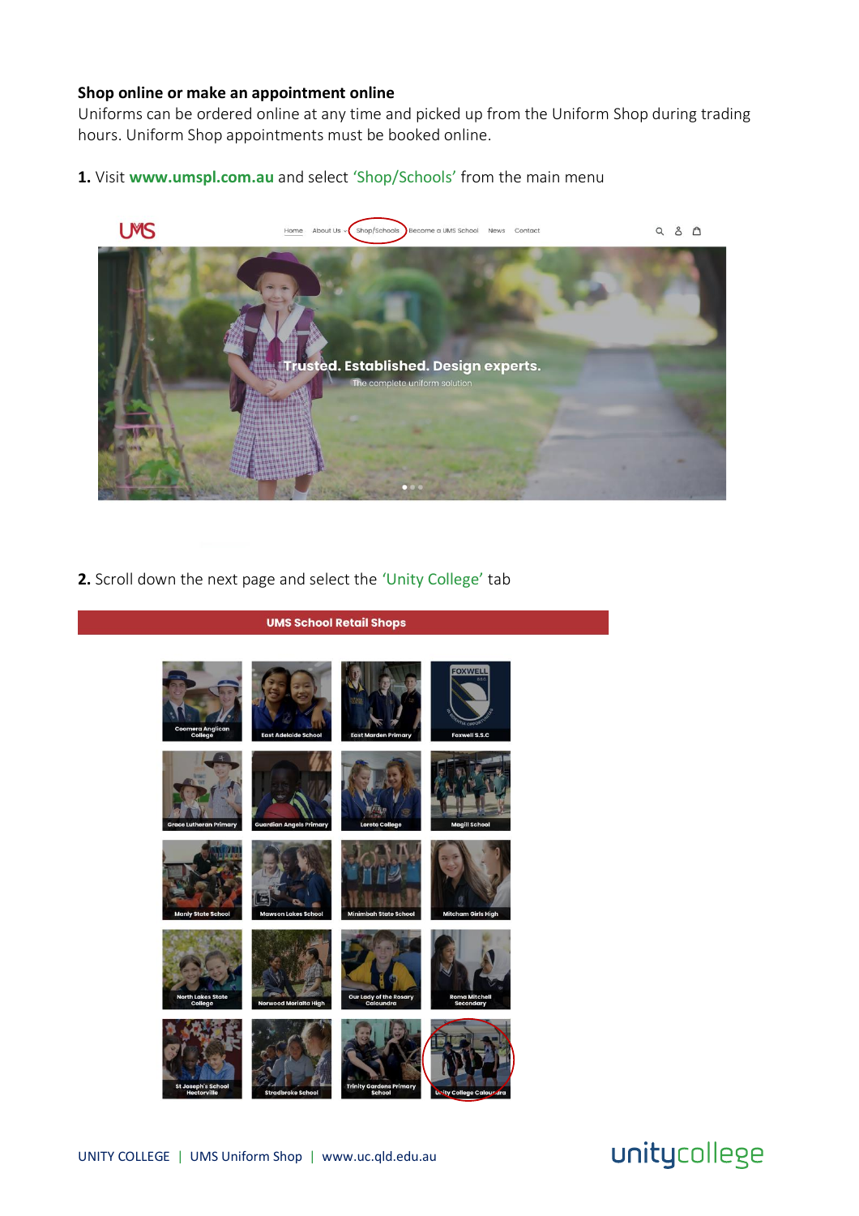**Shop online or make an appointment online**

Uniforms can be ordered online at any time and picked up from the Uniform Shop during trading hours. Uniform Shop appointments must be booked online.

**1.** Visit **www.umspl.com.au** and select 'Shop/Schools' from the main menu

**2.** Scroll down the next page and select the 'Unity College' tab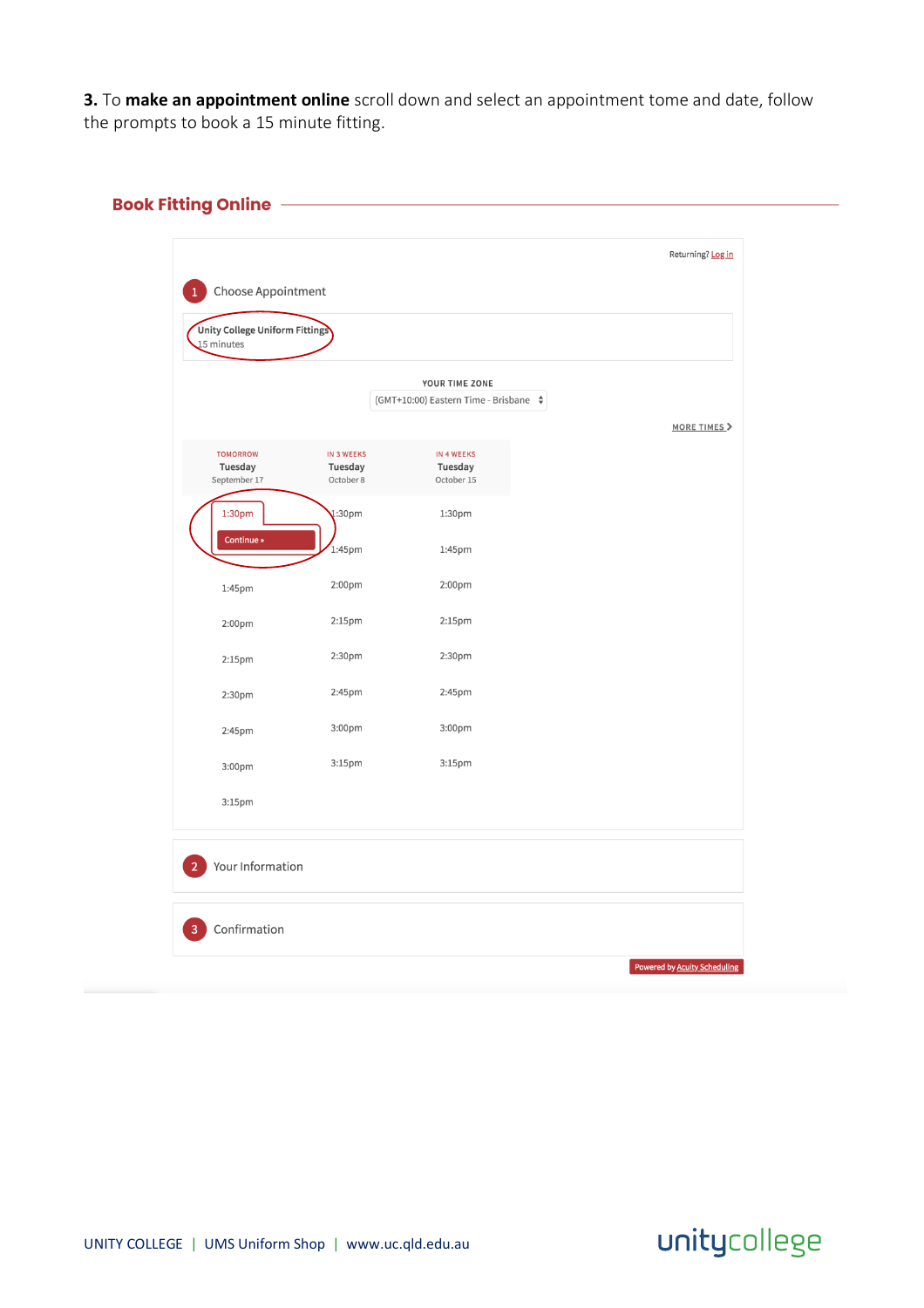**3.** To **make an appointment online** scroll down and select an appointment tome and date, follow the prompts to book a 15 minute fitting.

## Book Fitting Online

Returning? Log in

1 Choose Appointment

Unity College Uniform Fittings
15 minutes

YOUR TIME ZONE
(GMT+10:00) Eastern Time - Brisbane

MORE TIMES >

| TOMORROW<br>Tuesday<br>September 17 | IN 3 WEEKS<br>Tuesday<br>October 8 | IN 4 WEEKS<br>Tuesday<br>October 15 |
|---|---|---|
| 1:30pm<br>Continue » | 1:30pm | 1:30pm |
| | 1:45pm | 1:45pm |
| 1:45pm | 2:00pm | 2:00pm |
| 2:00pm | 2:15pm | 2:15pm |
| 2:15pm | 2:30pm | 2:30pm |
| 2:30pm | 2:45pm | 2:45pm |
| 2:45pm | 3:00pm | 3:00pm |
| 3:00pm | 3:15pm | 3:15pm |
| 3:15pm | | |

2 Your Information

3 Confirmation

Powered by Acuity Scheduling

UNITY COLLEGE | UMS Uniform Shop | www.uc.qld.edu.au

unitycollege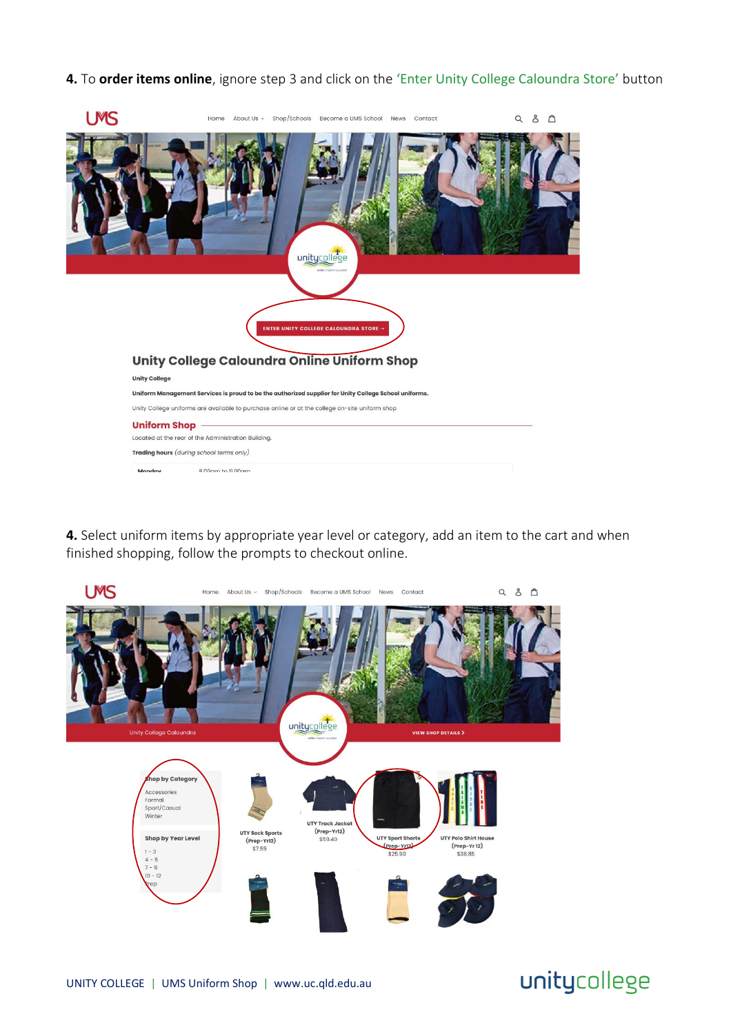**4.** To **order items online**, ignore step 3 and click on the 'Enter Unity College Caloundra Store' button

**4.** Select uniform items by appropriate year level or category, add an item to the cart and when finished shopping, follow the prompts to checkout online.